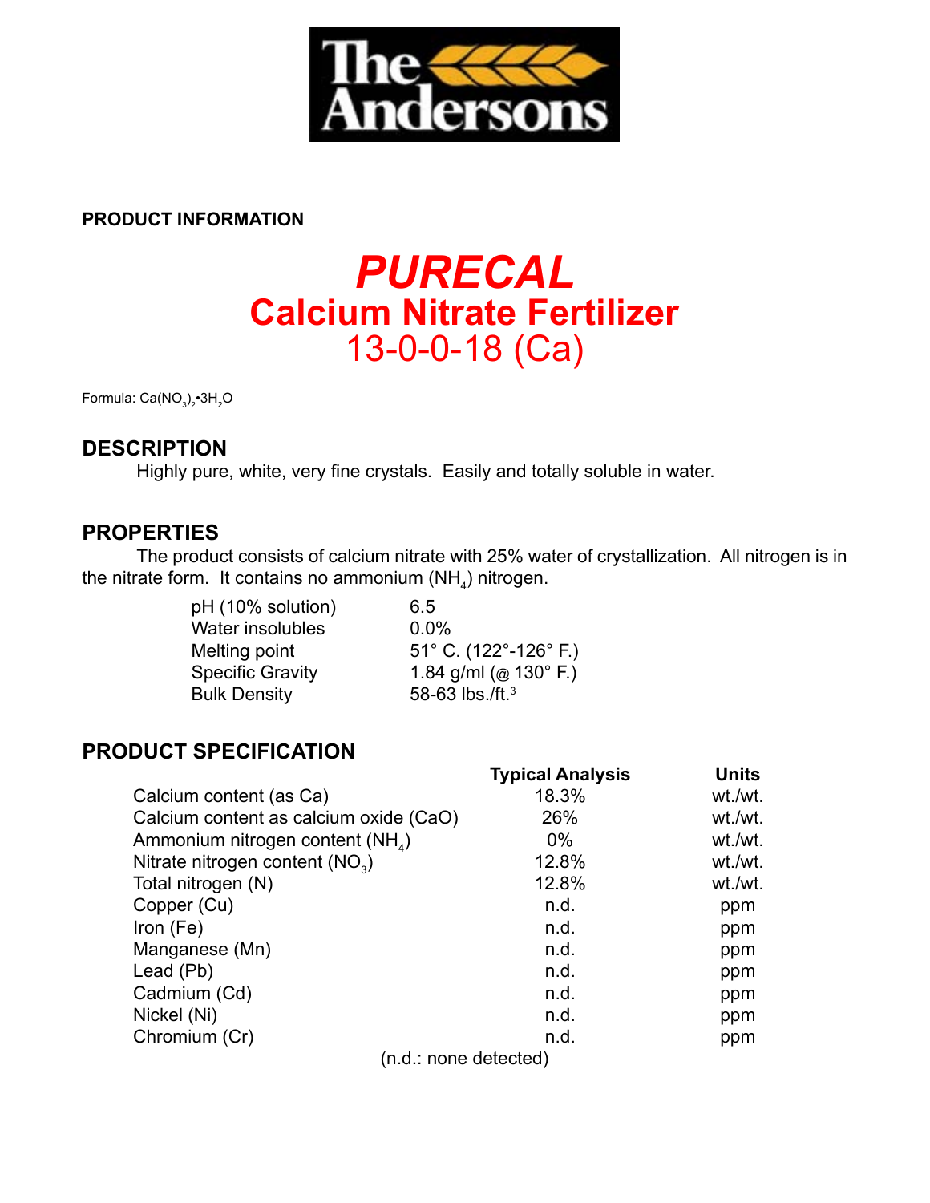The Andersons

**PRODUCT INFORMATION**

# *PURECAL*
## Calcium Nitrate Fertilizer
## 13-0-0-18 (Ca)

Formula: $Ca(NO_3)_2 \cdot 3H_2O$

## DESCRIPTION

Highly pure, white, very fine crystals. Easily and totally soluble in water.

## PROPERTIES

The product consists of calcium nitrate with 25% water of crystallization. All nitrogen is in the nitrate form. It contains no ammonium ($NH_4$) nitrogen.

| | |
|---|---|
| pH (10% solution) | 6.5 |
| Water insolubles | 0.0% |
| Melting point | 51° C. (122°-126° F.) |
| Specific Gravity | 1.84 g/ml (@ 130° F.) |
| Bulk Density | 58-63 lbs./ft.$^3$ |

## PRODUCT SPECIFICATION

| | Typical Analysis | Units |
|---|---|---|
| Calcium content (as Ca) | 18.3% | wt./wt. |
| Calcium content as calcium oxide (CaO) | 26% | wt./wt. |
| Ammonium nitrogen content ($NH_4$) | 0% | wt./wt. |
| Nitrate nitrogen content ($NO_3$) | 12.8% | wt./wt. |
| Total nitrogen (N) | 12.8% | wt./wt. |
| Copper (Cu) | n.d. | ppm |
| Iron (Fe) | n.d. | ppm |
| Manganese (Mn) | n.d. | ppm |
| Lead (Pb) | n.d. | ppm |
| Cadmium (Cd) | n.d. | ppm |
| Nickel (Ni) | n.d. | ppm |
| Chromium (Cr) | n.d. | ppm |

(n.d.: none detected)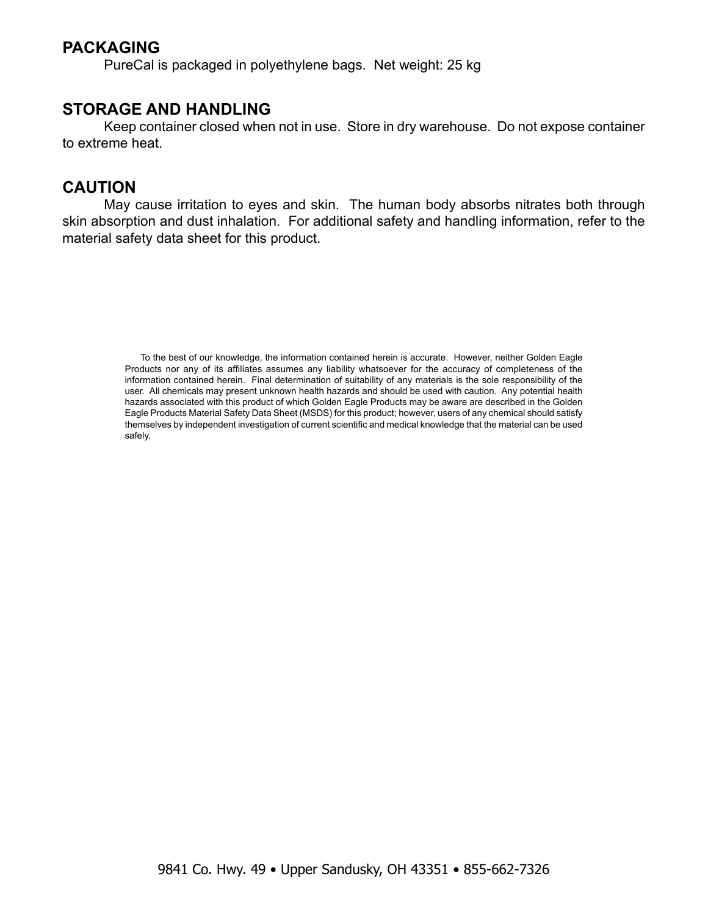## PACKAGING

PureCal is packaged in polyethylene bags. Net weight: 25 kg

## STORAGE AND HANDLING

Keep container closed when not in use. Store in dry warehouse. Do not expose container to extreme heat.

## CAUTION

May cause irritation to eyes and skin. The human body absorbs nitrates both through skin absorption and dust inhalation. For additional safety and handling information, refer to the material safety data sheet for this product.

To the best of our knowledge, the information contained herein is accurate. However, neither Golden Eagle Products nor any of its affiliates assumes any liability whatsoever for the accuracy of completeness of the information contained herein. Final determination of suitability of any materials is the sole responsibility of the user. All chemicals may present unknown health hazards and should be used with caution. Any potential health hazards associated with this product of which Golden Eagle Products may be aware are described in the Golden Eagle Products Material Safety Data Sheet (MSDS) for this product; however, users of any chemical should satisfy themselves by independent investigation of current scientific and medical knowledge that the material can be used safely.

9841 Co. Hwy. 49 • Upper Sandusky, OH 43351 • 855-662-7326